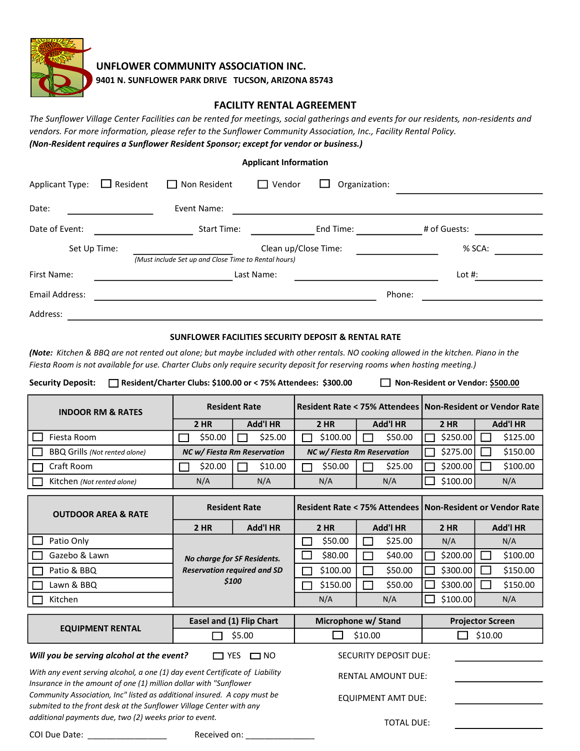## UNFLOWER COMMUNITY ASSOCIATION INC.

**9401 N. SUNFLOWER PARK DRIVE TUCSON, ARIZONA 85743**

## FACILITY RENTAL AGREEMENT

*The Sunflower Village Center Facilities can be rented for meetings, social gatherings and events for our residents, non-residents and vendors. For more information, please refer to the Sunflower Community Association, Inc., Facility Rental Policy.*

***(Non-Resident requires a Sunflower Resident Sponsor; except for vendor or business.)***

**Applicant Information**

Applicant Type: ☐ Resident ☐ Non Resident ☐ Vendor ☐ Organization: ____________________

Date: ______________ Event Name: ________________________________________

Date of Event: ______________ Start Time: __________ End Time: __________ # of Guests: __________

Set Up Time: ______________ Clean up/Close Time: ______________ % SCA: __________

*(Must include Set up and Close Time to Rental hours)*

First Name: ____________________ Last Name: ____________________ Lot #: __________

Email Address: ________________________________________ Phone: ______________

Address: ________________________________________________________________

**SUNFLOWER FACILITIES SECURITY DEPOSIT & RENTAL RATE**

***(Note:*** *Kitchen & BBQ are not rented out alone; but maybe included with other rentals. NO cooking allowed in the kitchen. Piano in the Fiesta Room is not available for use. Charter Clubs only require security deposit for reserving rooms when hosting meeting.)*

**Security Deposit:** ☐ **Resident/Charter Clubs: $100.00 or < 75% Attendees: $300.00** ☐ **Non-Resident or Vendor: $500.00**

| INDOOR RM & RATES | Resident Rate | | Resident Rate < 75% Attendees | | Non-Resident or Vendor Rate | |
|---|---|---|---|---|---|---|
| | 2 HR | Add'l HR | 2 HR | Add'l HR | 2 HR | Add'l HR |
| ☐ Fiesta Room | ☐ $50.00 | ☐ $25.00 | ☐ $100.00 | ☐ $50.00 | ☐ $250.00 | ☐ $125.00 |
| ☐ BBQ Grills *(Not rented alone)* | *NC w/ Fiesta Rm Reservation* | | *NC w/ Fiesta Rm Reservation* | | ☐ $275.00 | ☐ $150.00 |
| ☐ Craft Room | ☐ $20.00 | ☐ $10.00 | ☐ $50.00 | ☐ $25.00 | ☐ $200.00 | ☐ $100.00 |
| ☐ Kitchen *(Not rented alone)* | N/A | N/A | N/A | N/A | ☐ $100.00 | N/A |

| OUTDOOR AREA & RATE | Resident Rate | | Resident Rate < 75% Attendees | | Non-Resident or Vendor Rate | |
|---|---|---|---|---|---|---|
| | 2 HR | Add'l HR | 2 HR | Add'l HR | 2 HR | Add'l HR |
| ☐ Patio Only | ***No charge for SF Residents. Reservation required and SD $100*** | | ☐ $50.00 | ☐ $25.00 | N/A | N/A |
| ☐ Gazebo & Lawn | | | ☐ $80.00 | ☐ $40.00 | ☐ $200.00 | ☐ $100.00 |
| ☐ Patio & BBQ | | | ☐ $100.00 | ☐ $50.00 | ☐ $300.00 | ☐ $150.00 |
| ☐ Lawn & BBQ | | | ☐ $150.00 | ☐ $50.00 | ☐ $300.00 | ☐ $150.00 |
| ☐ Kitchen | | | N/A | N/A | ☐ $100.00 | N/A |

| EQUIPMENT RENTAL | Easel and (1) Flip Chart | Microphone w/ Stand | Projector Screen |
|---|---|---|---|
| | ☐ $5.00 | ☐ $10.00 | ☐ $10.00 |

***Will you be serving alcohol at the event?*** ☐ YES ☐ NO

*With any event serving alcohol, a one (1) day event Certificate of Liability Insurance in the amount of one (1) million dollar with "Sunflower Community Association, Inc" listed as additional insured. A copy must be submited to the front desk at the Sunflower Village Center with any additional payments due, two (2) weeks prior to event.*

SECURITY DEPOSIT DUE: ______________

RENTAL AMOUNT DUE: ______________

EQUIPMENT AMT DUE: ______________

TOTAL DUE: ______________

COI Due Date: ________________ Received on: ______________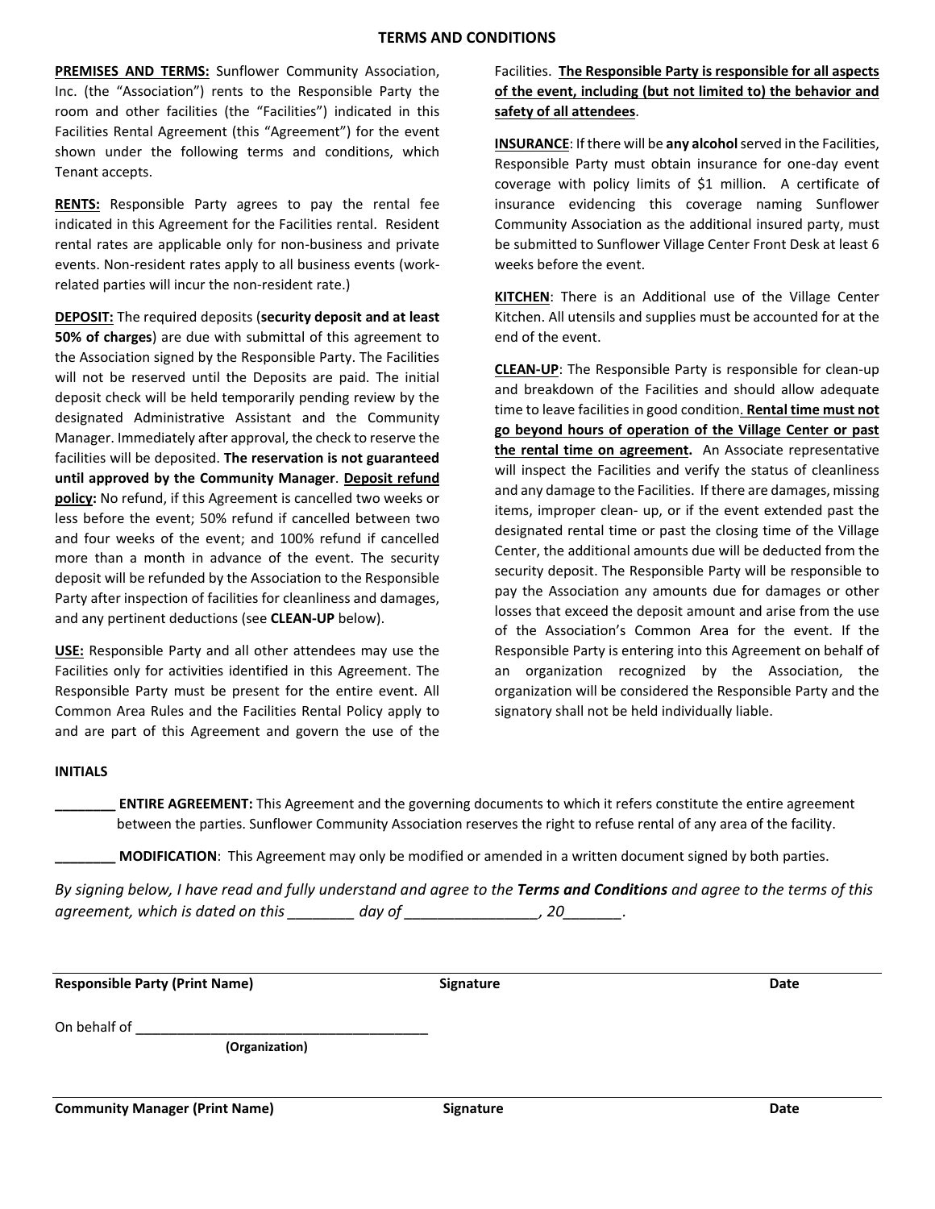## TERMS AND CONDITIONS

**PREMISES AND TERMS:** Sunflower Community Association, Inc. (the "Association") rents to the Responsible Party the room and other facilities (the "Facilities") indicated in this Facilities Rental Agreement (this "Agreement") for the event shown under the following terms and conditions, which Tenant accepts.

**RENTS:** Responsible Party agrees to pay the rental fee indicated in this Agreement for the Facilities rental. Resident rental rates are applicable only for non-business and private events. Non-resident rates apply to all business events (work-related parties will incur the non-resident rate.)

**DEPOSIT:** The required deposits (**security deposit and at least 50% of charges**) are due with submittal of this agreement to the Association signed by the Responsible Party. The Facilities will not be reserved until the Deposits are paid. The initial deposit check will be held temporarily pending review by the designated Administrative Assistant and the Community Manager. Immediately after approval, the check to reserve the facilities will be deposited. **The reservation is not guaranteed until approved by the Community Manager**. **Deposit refund policy:** No refund, if this Agreement is cancelled two weeks or less before the event; 50% refund if cancelled between two and four weeks of the event; and 100% refund if cancelled more than a month in advance of the event. The security deposit will be refunded by the Association to the Responsible Party after inspection of facilities for cleanliness and damages, and any pertinent deductions (see **CLEAN-UP** below).

**USE:** Responsible Party and all other attendees may use the Facilities only for activities identified in this Agreement. The Responsible Party must be present for the entire event. All Common Area Rules and the Facilities Rental Policy apply to and are part of this Agreement and govern the use of the Facilities. **The Responsible Party is responsible for all aspects of the event, including (but not limited to) the behavior and safety of all attendees**.

**INSURANCE**: If there will be **any alcohol** served in the Facilities, Responsible Party must obtain insurance for one-day event coverage with policy limits of $1 million. A certificate of insurance evidencing this coverage naming Sunflower Community Association as the additional insured party, must be submitted to Sunflower Village Center Front Desk at least 6 weeks before the event.

**KITCHEN**: There is an Additional use of the Village Center Kitchen. All utensils and supplies must be accounted for at the end of the event.

**CLEAN-UP**: The Responsible Party is responsible for clean-up and breakdown of the Facilities and should allow adequate time to leave facilities in good condition. **Rental time must not go beyond hours of operation of the Village Center or past the rental time on agreement.** An Associate representative will inspect the Facilities and verify the status of cleanliness and any damage to the Facilities. If there are damages, missing items, improper clean- up, or if the event extended past the designated rental time or past the closing time of the Village Center, the additional amounts due will be deducted from the security deposit. The Responsible Party will be responsible to pay the Association any amounts due for damages or other losses that exceed the deposit amount and arise from the use of the Association's Common Area for the event. If the Responsible Party is entering into this Agreement on behalf of an organization recognized by the Association, the organization will be considered the Responsible Party and the signatory shall not be held individually liable.

**INITIALS**

________ **ENTIRE AGREEMENT:** This Agreement and the governing documents to which it refers constitute the entire agreement between the parties. Sunflower Community Association reserves the right to refuse rental of any area of the facility.

________ **MODIFICATION**: This Agreement may only be modified or amended in a written document signed by both parties.

*By signing below, I have read and fully understand and agree to the **Terms and Conditions** and agree to the terms of this agreement, which is dated on this ________ day of ________________, 20_______.*

**Responsible Party (Print Name)** **Signature** **Date**

On behalf of ______________________________________
**(Organization)**

**Community Manager (Print Name)** **Signature** **Date**